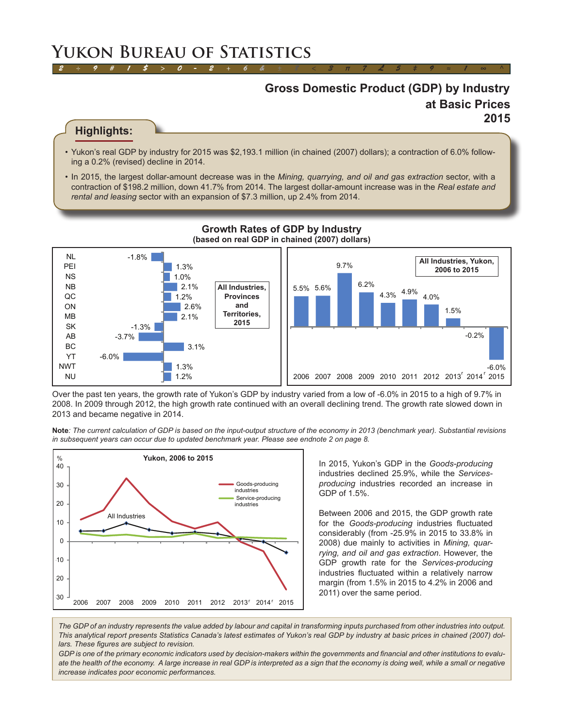# Yukon Bureau of Statistics

## Gross Domestic Product (GDP) by Industry at Basic Prices 2015

### Highlights:

- Yukon's real GDP by industry for 2015 was $2,193.1 million (in chained (2007) dollars); a contraction of 6.0% following a 0.2% (revised) decline in 2014.
- In 2015, the largest dollar-amount decrease was in the *Mining, quarrying, and oil and gas extraction* sector, with a contraction of $198.2 million, down 41.7% from 2014. The largest dollar-amount increase was in the *Real estate and rental and leasing* sector with an expansion of $7.3 million, up 2.4% from 2014.

**Growth Rates of GDP by Industry**
**(based on real GDP in chained (2007) dollars)**

All Industries, Provinces and Territories, 2015

NL -1.8%
PEI 1.3%
NS 1.0%
NB 2.1%
QC 1.2%
ON 2.6%
MB 2.1%
SK -1.3%
AB -3.7%
BC 3.1%
YT -6.0%
NWT 1.3%
NU 1.2%

All Industries, Yukon, 2006 to 2015

5.5% 5.6% 9.7% 6.2% 4.3% 4.9% 4.0% 1.5% -0.2% -6.0%

2006 2007 2008 2009 2010 2011 2012 2013r 2014r 2015

Over the past ten years, the growth rate of Yukon's GDP by industry varied from a low of -6.0% in 2015 to a high of 9.7% in 2008. In 2009 through 2012, the high growth rate continued with an overall declining trend. The growth rate slowed down in 2013 and became negative in 2014.

**Note**: *The current calculation of GDP is based on the input-output structure of the economy in 2013 (benchmark year). Substantial revisions in subsequent years can occur due to updated benchmark year. Please see endnote 2 on page 8.*

Yukon, 2006 to 2015

%
40
30
20
10
0
10
20
30

Goods-producing industries
Service-producing industries
All Industries

2006 2007 2008 2009 2010 2011 2012 2013r 2014r 2015

In 2015, Yukon's GDP in the *Goods-producing* industries declined 25.9%, while the *Services-producing* industries recorded an increase in GDP of 1.5%.

Between 2006 and 2015, the GDP growth rate for the *Goods-producing* industries fluctuated considerably (from -25.9% in 2015 to 33.8% in 2008) due mainly to activities in *Mining, quarrying, and oil and gas extraction*. However, the GDP growth rate for the *Services-producing* industries fluctuated within a relatively narrow margin (from 1.5% in 2015 to 4.2% in 2006 and 2011) over the same period.

*The GDP of an industry represents the value added by labour and capital in transforming inputs purchased from other industries into output. This analytical report presents Statistics Canada's latest estimates of Yukon's real GDP by industry at basic prices in chained (2007) dollars. These figures are subject to revision.*

*GDP is one of the primary economic indicators used by decision-makers within the governments and financial and other institutions to evaluate the health of the economy. A large increase in real GDP is interpreted as a sign that the economy is doing well, while a small or negative increase indicates poor economic performances.*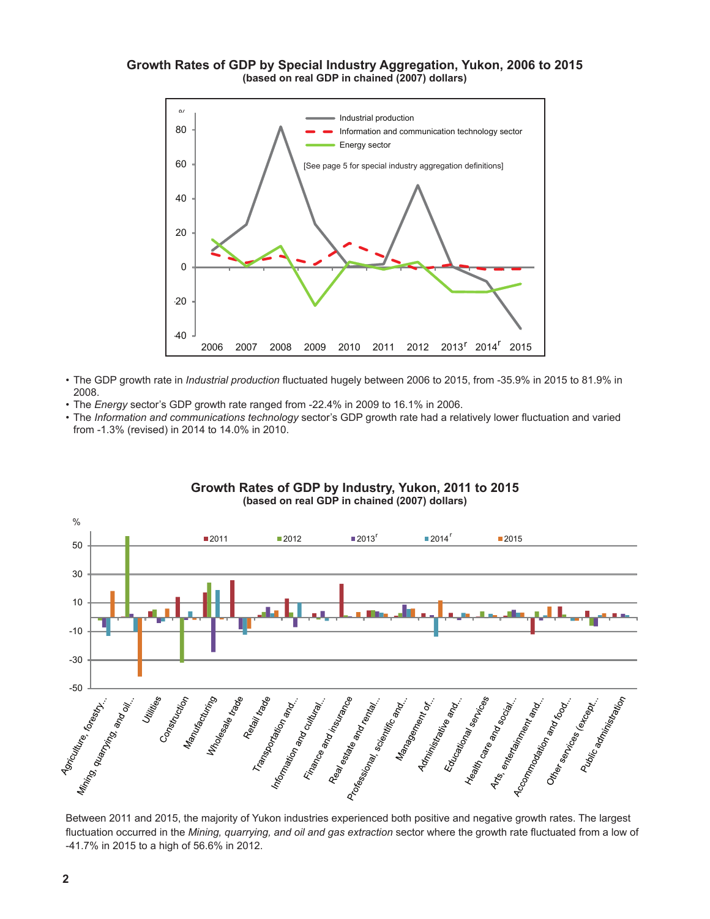### Growth Rates of GDP by Special Industry Aggregation, Yukon, 2006 to 2015
**(based on real GDP in chained (2007) dollars)**

%
80
60
40
20
0
-20
-40

2006 2007 2008 2009 2010 2011 2012 2013r 2014r 2015

Industrial production
Information and communication technology sector
Energy sector

[See page 5 for special industry aggregation definitions]

- The GDP growth rate in *Industrial production* fluctuated hugely between 2006 to 2015, from -35.9% in 2015 to 81.9% in 2008.
- The *Energy* sector's GDP growth rate ranged from -22.4% in 2009 to 16.1% in 2006.
- The *Information and communications technology* sector's GDP growth rate had a relatively lower fluctuation and varied from -1.3% (revised) in 2014 to 14.0% in 2010.

### Growth Rates of GDP by Industry, Yukon, 2011 to 2015
**(based on real GDP in chained (2007) dollars)**

%
50
30
10
-10
-30
-50

2011 2012 2013r 2014r 2015

Agriculture, forestry... Mining, quarrying, and oil... Utilities Construction Manufacturing Wholesale trade Retail trade Transportation and... Information and cultural... Finance and insurance Real estate and rental... Professional, scientific and... Management of... Administrative and... Educational services Health care and social... Arts, entertainment and... Accommodation and food... Other services (except... Public administration

Between 2011 and 2015, the majority of Yukon industries experienced both positive and negative growth rates. The largest fluctuation occurred in the *Mining, quarrying, and oil and gas extraction* sector where the growth rate fluctuated from a low of -41.7% in 2015 to a high of 56.6% in 2012.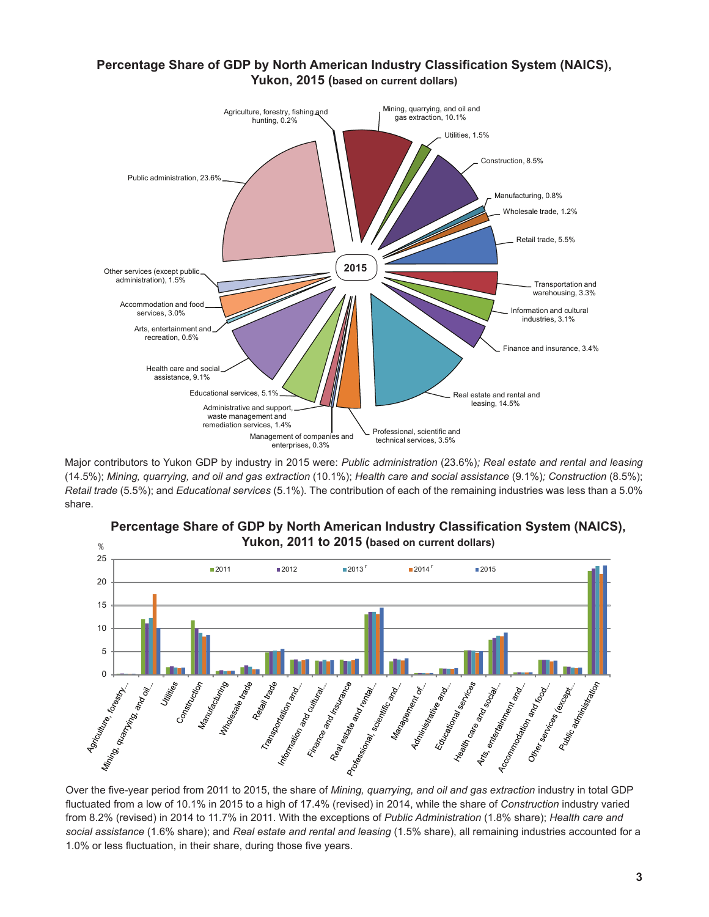## Percentage Share of GDP by North American Industry Classification System (NAICS), Yukon, 2015 (based on current dollars)

2015

Agriculture, forestry, fishing and hunting, 0.2%
Mining, quarrying, and oil and gas extraction, 10.1%
Utilities, 1.5%
Construction, 8.5%
Manufacturing, 0.8%
Wholesale trade, 1.2%
Retail trade, 5.5%
Transportation and warehousing, 3.3%
Information and cultural industries, 3.1%
Finance and insurance, 3.4%
Real estate and rental and leasing, 14.5%
Professional, scientific and technical services, 3.5%
Management of companies and enterprises, 0.3%
Administrative and support, waste management and remediation services, 1.4%
Educational services, 5.1%
Health care and social assistance, 9.1%
Arts, entertainment and recreation, 0.5%
Accommodation and food services, 3.0%
Other services (except public administration), 1.5%
Public administration, 23.6%

Major contributors to Yukon GDP by industry in 2015 were: *Public administration* (23.6%)*; Real estate and rental and leasing* (14.5%); *Mining, quarrying, and oil and gas extraction* (10.1%); *Health care and social assistance* (9.1%)*; Construction* (8.5%); *Retail trade* (5.5%); and *Educational services* (5.1%). The contribution of each of the remaining industries was less than a 5.0% share.

## Percentage Share of GDP by North American Industry Classification System (NAICS), Yukon, 2011 to 2015 (based on current dollars)

%

25
20
15
10
5
0

2011 2012 2013 r 2014 r 2015

Agriculture, forestry...
Mining, quarrying, and oil...
Utilities
Construction
Manufacturing
Wholesale trade
Retail trade
Transportation and...
Information and cultural...
Finance and insurance
Real estate and rental...
Professional, scientific and...
Management of...
Administrative and...
Educational services
Health care and social...
Arts, entertainment and...
Accommodation and food...
Other services (except...
Public administration

Over the five-year period from 2011 to 2015, the share of *Mining, quarrying, and oil and gas extraction* industry in total GDP fluctuated from a low of 10.1% in 2015 to a high of 17.4% (revised) in 2014, while the share of *Construction* industry varied from 8.2% (revised) in 2014 to 11.7% in 2011. With the exceptions of *Public Administration* (1.8% share); *Health care and social assistance* (1.6% share); and *Real estate and rental and leasing* (1.5% share), all remaining industries accounted for a 1.0% or less fluctuation, in their share, during those five years.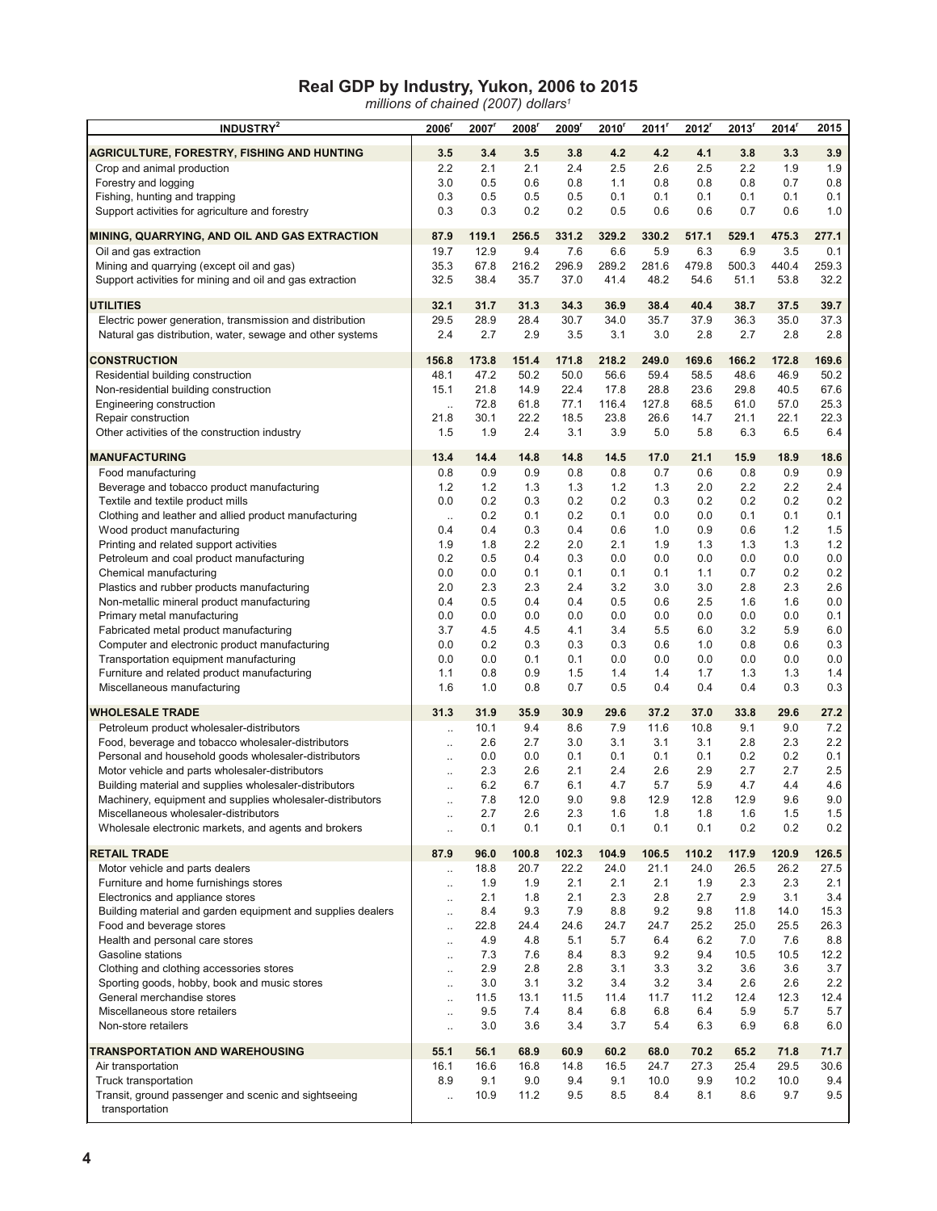# Real GDP by Industry, Yukon, 2006 to 2015

*millions of chained (2007) dollars[1]*

| INDUSTRY[2] | 2006[r] | 2007[r] | 2008[r] | 2009[r] | 2010[r] | 2011[r] | 2012[r] | 2013[r] | 2014[r] | 2015 |
|---|---|---|---|---|---|---|---|---|---|---|
| **AGRICULTURE, FORESTRY, FISHING AND HUNTING** | **3.5** | **3.4** | **3.5** | **3.8** | **4.2** | **4.2** | **4.1** | **3.8** | **3.3** | **3.9** |
| Crop and animal production | 2.2 | 2.1 | 2.1 | 2.4 | 2.5 | 2.6 | 2.5 | 2.2 | 1.9 | 1.9 |
| Forestry and logging | 3.0 | 0.5 | 0.6 | 0.8 | 1.1 | 0.8 | 0.8 | 0.8 | 0.7 | 0.8 |
| Fishing, hunting and trapping | 0.3 | 0.5 | 0.5 | 0.5 | 0.1 | 0.1 | 0.1 | 0.1 | 0.1 | 0.1 |
| Support activities for agriculture and forestry | 0.3 | 0.3 | 0.2 | 0.2 | 0.5 | 0.6 | 0.6 | 0.7 | 0.6 | 1.0 |
| **MINING, QUARRYING, AND OIL AND GAS EXTRACTION** | **87.9** | **119.1** | **256.5** | **331.2** | **329.2** | **330.2** | **517.1** | **529.1** | **475.3** | **277.1** |
| Oil and gas extraction | 19.7 | 12.9 | 9.4 | 7.6 | 6.6 | 5.9 | 6.3 | 6.9 | 3.5 | 0.1 |
| Mining and quarrying (except oil and gas) | 35.3 | 67.8 | 216.2 | 296.9 | 289.2 | 281.6 | 479.8 | 500.3 | 440.4 | 259.3 |
| Support activities for mining and oil and gas extraction | 32.5 | 38.4 | 35.7 | 37.0 | 41.4 | 48.2 | 54.6 | 51.1 | 53.8 | 32.2 |
| **UTILITIES** | **32.1** | **31.7** | **31.3** | **34.3** | **36.9** | **38.4** | **40.4** | **38.7** | **37.5** | **39.7** |
| Electric power generation, transmission and distribution | 29.5 | 28.9 | 28.4 | 30.7 | 34.0 | 35.7 | 37.9 | 36.3 | 35.0 | 37.3 |
| Natural gas distribution, water, sewage and other systems | 2.4 | 2.7 | 2.9 | 3.5 | 3.1 | 3.0 | 2.8 | 2.7 | 2.8 | 2.8 |
| **CONSTRUCTION** | **156.8** | **173.8** | **151.4** | **171.8** | **218.2** | **249.0** | **169.6** | **166.2** | **172.8** | **169.6** |
| Residential building construction | 48.1 | 47.2 | 50.2 | 50.0 | 56.6 | 59.4 | 58.5 | 48.6 | 46.9 | 50.2 |
| Non-residential building construction | 15.1 | 21.8 | 14.9 | 22.4 | 17.8 | 28.8 | 23.6 | 29.8 | 40.5 | 67.6 |
| Engineering construction | .. | 72.8 | 61.8 | 77.1 | 116.4 | 127.8 | 68.5 | 61.0 | 57.0 | 25.3 |
| Repair construction | 21.8 | 30.1 | 22.2 | 18.5 | 23.8 | 26.6 | 14.7 | 21.1 | 22.1 | 22.3 |
| Other activities of the construction industry | 1.5 | 1.9 | 2.4 | 3.1 | 3.9 | 5.0 | 5.8 | 6.3 | 6.5 | 6.4 |
| **MANUFACTURING** | **13.4** | **14.4** | **14.8** | **14.8** | **14.5** | **17.0** | **21.1** | **15.9** | **18.9** | **18.6** |
| Food manufacturing | 0.8 | 0.9 | 0.9 | 0.8 | 0.8 | 0.7 | 0.6 | 0.8 | 0.9 | 0.9 |
| Beverage and tobacco product manufacturing | 1.2 | 1.2 | 1.3 | 1.3 | 1.2 | 1.3 | 2.0 | 2.2 | 2.2 | 2.4 |
| Textile and textile product mills | 0.0 | 0.2 | 0.3 | 0.2 | 0.2 | 0.3 | 0.2 | 0.2 | 0.2 | 0.2 |
| Clothing and leather and allied product manufacturing | .. | 0.2 | 0.1 | 0.2 | 0.1 | 0.0 | 0.0 | 0.1 | 0.1 | 0.1 |
| Wood product manufacturing | 0.4 | 0.4 | 0.3 | 0.4 | 0.6 | 1.0 | 0.9 | 0.6 | 1.2 | 1.5 |
| Printing and related support activities | 1.9 | 1.8 | 2.2 | 2.0 | 2.1 | 1.9 | 1.3 | 1.3 | 1.3 | 1.2 |
| Petroleum and coal product manufacturing | 0.2 | 0.5 | 0.4 | 0.3 | 0.0 | 0.0 | 0.0 | 0.0 | 0.0 | 0.0 |
| Chemical manufacturing | 0.0 | 0.0 | 0.1 | 0.1 | 0.1 | 0.1 | 1.1 | 0.7 | 0.2 | 0.2 |
| Plastics and rubber products manufacturing | 2.0 | 2.3 | 2.3 | 2.4 | 3.2 | 3.0 | 3.0 | 2.8 | 2.3 | 2.6 |
| Non-metallic mineral product manufacturing | 0.4 | 0.5 | 0.4 | 0.4 | 0.5 | 0.6 | 2.5 | 1.6 | 1.6 | 0.0 |
| Primary metal manufacturing | 0.0 | 0.0 | 0.0 | 0.0 | 0.0 | 0.0 | 0.0 | 0.0 | 0.0 | 0.1 |
| Fabricated metal product manufacturing | 3.7 | 4.5 | 4.5 | 4.1 | 3.4 | 5.5 | 6.0 | 3.2 | 5.9 | 6.0 |
| Computer and electronic product manufacturing | 0.0 | 0.2 | 0.3 | 0.3 | 0.3 | 0.6 | 1.0 | 0.8 | 0.6 | 0.3 |
| Transportation equipment manufacturing | 0.0 | 0.0 | 0.1 | 0.1 | 0.0 | 0.0 | 0.0 | 0.0 | 0.0 | 0.0 |
| Furniture and related product manufacturing | 1.1 | 0.8 | 0.9 | 1.5 | 1.4 | 1.4 | 1.7 | 1.3 | 1.3 | 1.4 |
| Miscellaneous manufacturing | 1.6 | 1.0 | 0.8 | 0.7 | 0.5 | 0.4 | 0.4 | 0.4 | 0.3 | 0.3 |
| **WHOLESALE TRADE** | **31.3** | **31.9** | **35.9** | **30.9** | **29.6** | **37.2** | **37.0** | **33.8** | **29.6** | **27.2** |
| Petroleum product wholesaler-distributors | .. | 10.1 | 9.4 | 8.6 | 7.9 | 11.6 | 10.8 | 9.1 | 9.0 | 7.2 |
| Food, beverage and tobacco wholesaler-distributors | .. | 2.6 | 2.7 | 3.0 | 3.1 | 3.1 | 3.1 | 2.8 | 2.3 | 2.2 |
| Personal and household goods wholesaler-distributors | .. | 0.0 | 0.0 | 0.1 | 0.1 | 0.1 | 0.1 | 0.2 | 0.2 | 0.1 |
| Motor vehicle and parts wholesaler-distributors | .. | 2.3 | 2.6 | 2.1 | 2.4 | 2.6 | 2.9 | 2.7 | 2.7 | 2.5 |
| Building material and supplies wholesaler-distributors | .. | 6.2 | 6.7 | 6.1 | 4.7 | 5.7 | 5.9 | 4.7 | 4.4 | 4.6 |
| Machinery, equipment and supplies wholesaler-distributors | .. | 7.8 | 12.0 | 9.0 | 9.8 | 12.9 | 12.8 | 12.9 | 9.6 | 9.0 |
| Miscellaneous wholesaler-distributors | .. | 2.7 | 2.6 | 2.3 | 1.6 | 1.8 | 1.8 | 1.6 | 1.5 | 1.5 |
| Wholesale electronic markets, and agents and brokers | .. | 0.1 | 0.1 | 0.1 | 0.1 | 0.1 | 0.1 | 0.2 | 0.2 | 0.2 |
| **RETAIL TRADE** | **87.9** | **96.0** | **100.8** | **102.3** | **104.9** | **106.5** | **110.2** | **117.9** | **120.9** | **126.5** |
| Motor vehicle and parts dealers | .. | 18.8 | 20.7 | 22.2 | 24.0 | 21.1 | 24.0 | 26.5 | 26.2 | 27.5 |
| Furniture and home furnishings stores | .. | 1.9 | 1.9 | 2.1 | 2.1 | 2.1 | 1.9 | 2.3 | 2.3 | 2.1 |
| Electronics and appliance stores | .. | 2.1 | 1.8 | 2.1 | 2.3 | 2.8 | 2.7 | 2.9 | 3.1 | 3.4 |
| Building material and garden equipment and supplies dealers | .. | 8.4 | 9.3 | 7.9 | 8.8 | 9.2 | 9.8 | 11.8 | 14.0 | 15.3 |
| Food and beverage stores | .. | 22.8 | 24.4 | 24.6 | 24.7 | 24.7 | 25.2 | 25.0 | 25.5 | 26.3 |
| Health and personal care stores | .. | 4.9 | 4.8 | 5.1 | 5.7 | 6.4 | 6.2 | 7.0 | 7.6 | 8.8 |
| Gasoline stations | .. | 7.3 | 7.6 | 8.4 | 8.3 | 9.2 | 9.4 | 10.5 | 10.5 | 12.2 |
| Clothing and clothing accessories stores | .. | 2.9 | 2.8 | 2.8 | 3.1 | 3.3 | 3.2 | 3.6 | 3.6 | 3.7 |
| Sporting goods, hobby, book and music stores | .. | 3.0 | 3.1 | 3.2 | 3.4 | 3.2 | 3.4 | 2.6 | 2.6 | 2.2 |
| General merchandise stores | .. | 11.5 | 13.1 | 11.5 | 11.4 | 11.7 | 11.2 | 12.4 | 12.3 | 12.4 |
| Miscellaneous store retailers | .. | 9.5 | 7.4 | 8.4 | 6.8 | 6.8 | 6.4 | 5.9 | 5.7 | 5.7 |
| Non-store retailers | .. | 3.0 | 3.6 | 3.4 | 3.7 | 5.4 | 6.3 | 6.9 | 6.8 | 6.0 |
| **TRANSPORTATION AND WAREHOUSING** | **55.1** | **56.1** | **68.9** | **60.9** | **60.2** | **68.0** | **70.2** | **65.2** | **71.8** | **71.7** |
| Air transportation | 16.1 | 16.6 | 16.8 | 14.8 | 16.5 | 24.7 | 27.3 | 25.4 | 29.5 | 30.6 |
| Truck transportation | 8.9 | 9.1 | 9.0 | 9.4 | 9.1 | 10.0 | 9.9 | 10.2 | 10.0 | 9.4 |
| Transit, ground passenger and scenic and sightseeing transportation | .. | 10.9 | 11.2 | 9.5 | 8.5 | 8.4 | 8.1 | 8.6 | 9.7 | 9.5 |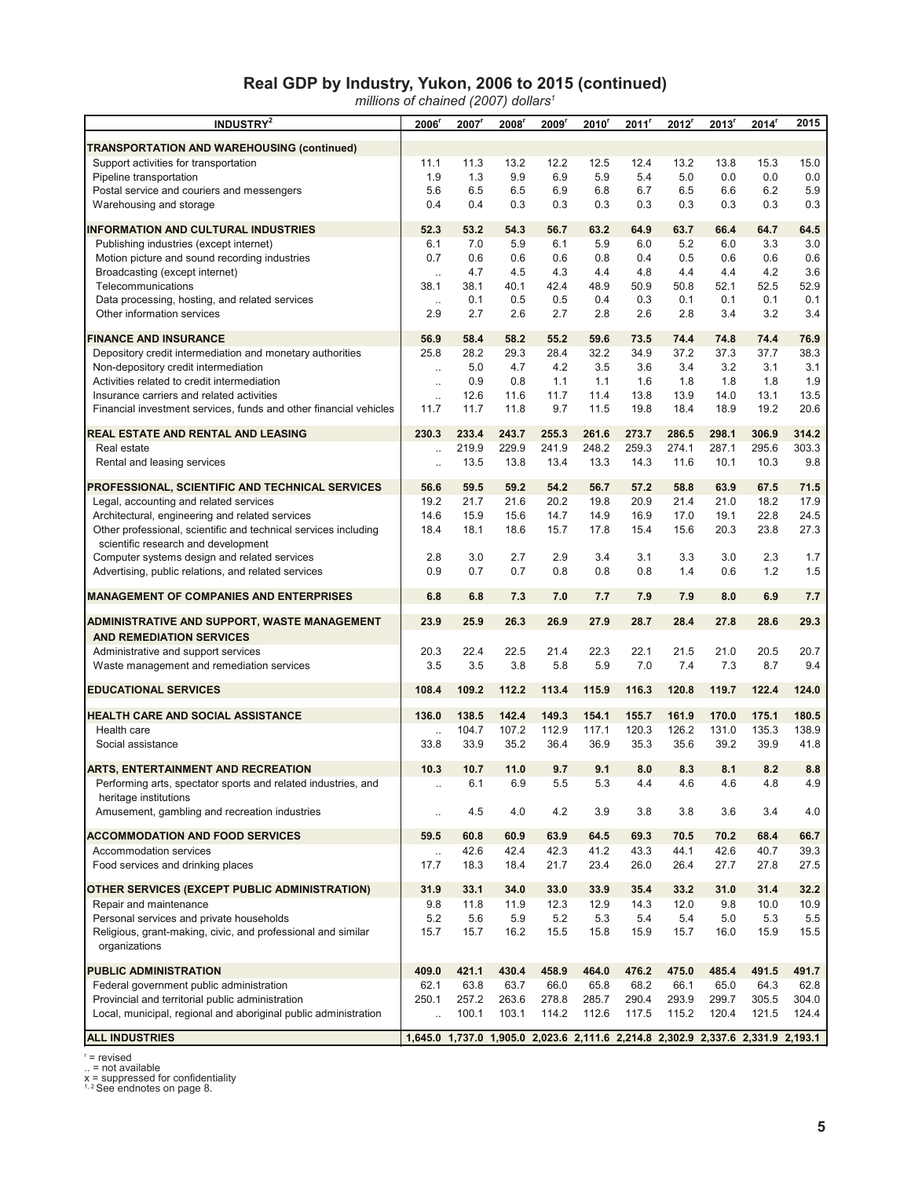## Real GDP by Industry, Yukon, 2006 to 2015 (continued)

*millions of chained (2007) dollars[1]*

| INDUSTRY[2] | 2006[r] | 2007[r] | 2008[r] | 2009[r] | 2010[r] | 2011[r] | 2012[r] | 2013[r] | 2014[r] | 2015 |
|---|---|---|---|---|---|---|---|---|---|---|
| **TRANSPORTATION AND WAREHOUSING (continued)** | | | | | | | | | | |
| Support activities for transportation | 11.1 | 11.3 | 13.2 | 12.2 | 12.5 | 12.4 | 13.2 | 13.8 | 15.3 | 15.0 |
| Pipeline transportation | 1.9 | 1.3 | 9.9 | 6.9 | 5.9 | 5.4 | 5.0 | 0.0 | 0.0 | 0.0 |
| Postal service and couriers and messengers | 5.6 | 6.5 | 6.5 | 6.9 | 6.8 | 6.7 | 6.5 | 6.6 | 6.2 | 5.9 |
| Warehousing and storage | 0.4 | 0.4 | 0.3 | 0.3 | 0.3 | 0.3 | 0.3 | 0.3 | 0.3 | 0.3 |
| **INFORMATION AND CULTURAL INDUSTRIES** | **52.3** | **53.2** | **54.3** | **56.7** | **63.2** | **64.9** | **63.7** | **66.4** | **64.7** | **64.5** |
| Publishing industries (except internet) | 6.1 | 7.0 | 5.9 | 6.1 | 5.9 | 6.0 | 5.2 | 6.0 | 3.3 | 3.0 |
| Motion picture and sound recording industries | 0.7 | 0.6 | 0.6 | 0.6 | 0.8 | 0.4 | 0.5 | 0.6 | 0.6 | 0.6 |
| Broadcasting (except internet) | .. | 4.7 | 4.5 | 4.3 | 4.4 | 4.8 | 4.4 | 4.4 | 4.2 | 3.6 |
| Telecommunications | 38.1 | 38.1 | 40.1 | 42.4 | 48.9 | 50.9 | 50.8 | 52.1 | 52.5 | 52.9 |
| Data processing, hosting, and related services | .. | 0.1 | 0.5 | 0.5 | 0.4 | 0.3 | 0.1 | 0.1 | 0.1 | 0.1 |
| Other information services | 2.9 | 2.7 | 2.6 | 2.7 | 2.8 | 2.6 | 2.8 | 3.4 | 3.2 | 3.4 |
| **FINANCE AND INSURANCE** | **56.9** | **58.4** | **58.2** | **55.2** | **59.6** | **73.5** | **74.4** | **74.8** | **74.4** | **76.9** |
| Depository credit intermediation and monetary authorities | 25.8 | 28.2 | 29.3 | 28.4 | 32.2 | 34.9 | 37.2 | 37.3 | 37.7 | 38.3 |
| Non-depository credit intermediation | .. | 5.0 | 4.7 | 4.2 | 3.5 | 3.6 | 3.4 | 3.2 | 3.1 | 3.1 |
| Activities related to credit intermediation | .. | 0.9 | 0.8 | 1.1 | 1.1 | 1.6 | 1.8 | 1.8 | 1.8 | 1.9 |
| Insurance carriers and related activities | .. | 12.6 | 11.6 | 11.7 | 11.4 | 13.8 | 13.9 | 14.0 | 13.1 | 13.5 |
| Financial investment services, funds and other financial vehicles | 11.7 | 11.7 | 11.8 | 9.7 | 11.5 | 19.8 | 18.4 | 18.9 | 19.2 | 20.6 |
| **REAL ESTATE AND RENTAL AND LEASING** | **230.3** | **233.4** | **243.7** | **255.3** | **261.6** | **273.7** | **286.5** | **298.1** | **306.9** | **314.2** |
| Real estate | .. | 219.9 | 229.9 | 241.9 | 248.2 | 259.3 | 274.1 | 287.1 | 295.6 | 303.3 |
| Rental and leasing services | .. | 13.5 | 13.8 | 13.4 | 13.3 | 14.3 | 11.6 | 10.1 | 10.3 | 9.8 |
| **PROFESSIONAL, SCIENTIFIC AND TECHNICAL SERVICES** | **56.6** | **59.5** | **59.2** | **54.2** | **56.7** | **57.2** | **58.8** | **63.9** | **67.5** | **71.5** |
| Legal, accounting and related services | 19.2 | 21.7 | 21.6 | 20.2 | 19.8 | 20.9 | 21.4 | 21.0 | 18.2 | 17.9 |
| Architectural, engineering and related services | 14.6 | 15.9 | 15.6 | 14.7 | 14.9 | 16.9 | 17.0 | 19.1 | 22.8 | 24.5 |
| Other professional, scientific and technical services including scientific research and development | 18.4 | 18.1 | 18.6 | 15.7 | 17.8 | 15.4 | 15.6 | 20.3 | 23.8 | 27.3 |
| Computer systems design and related services | 2.8 | 3.0 | 2.7 | 2.9 | 3.4 | 3.1 | 3.3 | 3.0 | 2.3 | 1.7 |
| Advertising, public relations, and related services | 0.9 | 0.7 | 0.7 | 0.8 | 0.8 | 0.8 | 1.4 | 0.6 | 1.2 | 1.5 |
| **MANAGEMENT OF COMPANIES AND ENTERPRISES** | **6.8** | **6.8** | **7.3** | **7.0** | **7.7** | **7.9** | **7.9** | **8.0** | **6.9** | **7.7** |
| **ADMINISTRATIVE AND SUPPORT, WASTE MANAGEMENT AND REMEDIATION SERVICES** | **23.9** | **25.9** | **26.3** | **26.9** | **27.9** | **28.7** | **28.4** | **27.8** | **28.6** | **29.3** |
| Administrative and support services | 20.3 | 22.4 | 22.5 | 21.4 | 22.3 | 22.1 | 21.5 | 21.0 | 20.5 | 20.7 |
| Waste management and remediation services | 3.5 | 3.5 | 3.8 | 5.8 | 5.9 | 7.0 | 7.4 | 7.3 | 8.7 | 9.4 |
| **EDUCATIONAL SERVICES** | **108.4** | **109.2** | **112.2** | **113.4** | **115.9** | **116.3** | **120.8** | **119.7** | **122.4** | **124.0** |
| **HEALTH CARE AND SOCIAL ASSISTANCE** | **136.0** | **138.5** | **142.4** | **149.3** | **154.1** | **155.7** | **161.9** | **170.0** | **175.1** | **180.5** |
| Health care | .. | 104.7 | 107.2 | 112.9 | 117.1 | 120.3 | 126.2 | 131.0 | 135.3 | 138.9 |
| Social assistance | 33.8 | 33.9 | 35.2 | 36.4 | 36.9 | 35.3 | 35.6 | 39.2 | 39.9 | 41.8 |
| **ARTS, ENTERTAINMENT AND RECREATION** | **10.3** | **10.7** | **11.0** | **9.7** | **9.1** | **8.0** | **8.3** | **8.1** | **8.2** | **8.8** |
| Performing arts, spectator sports and related industries, and heritage institutions | .. | 6.1 | 6.9 | 5.5 | 5.3 | 4.4 | 4.6 | 4.6 | 4.8 | 4.9 |
| Amusement, gambling and recreation industries | .. | 4.5 | 4.0 | 4.2 | 3.9 | 3.8 | 3.8 | 3.6 | 3.4 | 4.0 |
| **ACCOMMODATION AND FOOD SERVICES** | **59.5** | **60.8** | **60.9** | **63.9** | **64.5** | **69.3** | **70.5** | **70.2** | **68.4** | **66.7** |
| Accommodation services | .. | 42.6 | 42.4 | 42.3 | 41.2 | 43.3 | 44.1 | 42.6 | 40.7 | 39.3 |
| Food services and drinking places | 17.7 | 18.3 | 18.4 | 21.7 | 23.4 | 26.0 | 26.4 | 27.7 | 27.8 | 27.5 |
| **OTHER SERVICES (EXCEPT PUBLIC ADMINISTRATION)** | **31.9** | **33.1** | **34.0** | **33.0** | **33.9** | **35.4** | **33.2** | **31.0** | **31.4** | **32.2** |
| Repair and maintenance | 9.8 | 11.8 | 11.9 | 12.3 | 12.9 | 14.3 | 12.0 | 9.8 | 10.0 | 10.9 |
| Personal services and private households | 5.2 | 5.6 | 5.9 | 5.2 | 5.3 | 5.4 | 5.4 | 5.0 | 5.3 | 5.5 |
| Religious, grant-making, civic, and professional and similar organizations | 15.7 | 15.7 | 16.2 | 15.5 | 15.8 | 15.9 | 15.7 | 16.0 | 15.9 | 15.5 |
| **PUBLIC ADMINISTRATION** | **409.0** | **421.1** | **430.4** | **458.9** | **464.0** | **476.2** | **475.0** | **485.4** | **491.5** | **491.7** |
| Federal government public administration | 62.1 | 63.8 | 63.7 | 66.0 | 65.8 | 68.2 | 66.1 | 65.0 | 64.3 | 62.8 |
| Provincial and territorial public administration | 250.1 | 257.2 | 263.6 | 278.8 | 285.7 | 290.4 | 293.9 | 299.7 | 305.5 | 304.0 |
| Local, municipal, regional and aboriginal public administration | .. | 100.1 | 103.1 | 114.2 | 112.6 | 117.5 | 115.2 | 120.4 | 121.5 | 124.4 |
| **ALL INDUSTRIES** | **1,645.0** | **1,737.0** | **1,905.0** | **2,023.6** | **2,111.6** | **2,214.8** | **2,302.9** | **2,337.6** | **2,331.9** | **2,193.1** |

r = revised
.. = not available
x = suppressed for confidentiality
1, 2 See endnotes on page 8.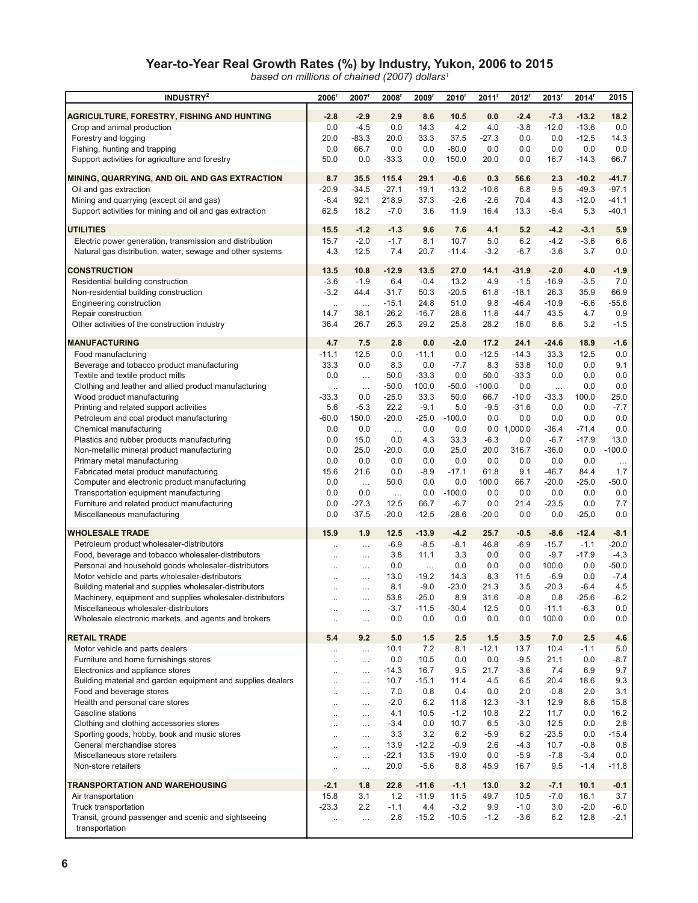## Year-to-Year Real Growth Rates (%) by Industry, Yukon, 2006 to 2015

*based on millions of chained (2007) dollars[1]*

| INDUSTRY[2] | 2006[r] | 2007[r] | 2008[r] | 2009[r] | 2010[r] | 2011[r] | 2012[r] | 2013[r] | 2014[r] | 2015 |
|---|---|---|---|---|---|---|---|---|---|---|
| **AGRICULTURE, FORESTRY, FISHING AND HUNTING** | **-2.8** | **-2.9** | **2.9** | **8.6** | **10.5** | **0.0** | **-2.4** | **-7.3** | **-13.2** | **18.2** |
| Crop and animal production | 0.0 | -4.5 | 0.0 | 14.3 | 4.2 | 4.0 | -3.8 | -12.0 | -13.6 | 0.0 |
| Forestry and logging | 20.0 | -83.3 | 20.0 | 33.3 | 37.5 | -27.3 | 0.0 | 0.0 | -12.5 | 14.3 |
| Fishing, hunting and trapping | 0.0 | 66.7 | 0.0 | 0.0 | -80.0 | 0.0 | 0.0 | 0.0 | 0.0 | 0.0 |
| Support activities for agriculture and forestry | 50.0 | 0.0 | -33.3 | 0.0 | 150.0 | 20.0 | 0.0 | 16.7 | -14.3 | 66.7 |
| **MINING, QUARRYING, AND OIL AND GAS EXTRACTION** | **8.7** | **35.5** | **115.4** | **29.1** | **-0.6** | **0.3** | **56.6** | **2.3** | **-10.2** | **-41.7** |
| Oil and gas extraction | -20.9 | -34.5 | -27.1 | -19.1 | -13.2 | -10.6 | 6.8 | 9.5 | -49.3 | -97.1 |
| Mining and quarrying (except oil and gas) | -6.4 | 92.1 | 218.9 | 37.3 | -2.6 | -2.6 | 70.4 | 4.3 | -12.0 | -41.1 |
| Support activities for mining and oil and gas extraction | 62.5 | 18.2 | -7.0 | 3.6 | 11.9 | 16.4 | 13.3 | -6.4 | 5.3 | -40.1 |
| **UTILITIES** | **15.5** | **-1.2** | **-1.3** | **9.6** | **7.6** | **4.1** | **5.2** | **-4.2** | **-3.1** | **5.9** |
| Electric power generation, transmission and distribution | 15.7 | -2.0 | -1.7 | 8.1 | 10.7 | 5.0 | 6.2 | -4.2 | -3.6 | 6.6 |
| Natural gas distribution, water, sewage and other systems | 4.3 | 12.5 | 7.4 | 20.7 | -11.4 | -3.2 | -6.7 | -3.6 | 3.7 | 0.0 |
| **CONSTRUCTION** | **13.5** | **10.8** | **-12.9** | **13.5** | **27.0** | **14.1** | **-31.9** | **-2.0** | **4.0** | **-1.9** |
| Residential building construction | -3.6 | -1.9 | 6.4 | -0.4 | 13.2 | 4.9 | -1.5 | -16.9 | -3.5 | 7.0 |
| Non-residential building construction | -3.2 | 44.4 | -31.7 | 50.3 | -20.5 | 61.8 | -18.1 | 26.3 | 35.9 | 66.9 |
| Engineering construction | .. | ... | -15.1 | 24.8 | 51.0 | 9.8 | -46.4 | -10.9 | -6.6 | -55.6 |
| Repair construction | 14.7 | 38.1 | -26.2 | -16.7 | 28.6 | 11.8 | -44.7 | 43.5 | 4.7 | 0.9 |
| Other activities of the construction industry | 36.4 | 26.7 | 26.3 | 29.2 | 25.8 | 28.2 | 16.0 | 8.6 | 3.2 | -1.5 |
| **MANUFACTURING** | **4.7** | **7.5** | **2.8** | **0.0** | **-2.0** | **17.2** | **24.1** | **-24.6** | **18.9** | **-1.6** |
| Food manufacturing | -11.1 | 12.5 | 0.0 | -11.1 | 0.0 | -12.5 | -14.3 | 33.3 | 12.5 | 0.0 |
| Beverage and tobacco product manufacturing | 33.3 | 0.0 | 8.3 | 0.0 | -7.7 | 8.3 | 53.8 | 10.0 | 0.0 | 9.1 |
| Textile and textile product mills | 0.0 | ... | 50.0 | -33.3 | 0.0 | 50.0 | -33.3 | 0.0 | 0.0 | 0.0 |
| Clothing and leather and allied product manufacturing | .. | ... | -50.0 | 100.0 | -50.0 | -100.0 | 0.0 | ... | 0.0 | 0.0 |
| Wood product manufacturing | -33.3 | 0.0 | -25.0 | 33.3 | 50.0 | 66.7 | -10.0 | -33.3 | 100.0 | 25.0 |
| Printing and related support activities | 5.6 | -5.3 | 22.2 | -9.1 | 5.0 | -9.5 | -31.6 | 0.0 | 0.0 | -7.7 |
| Petroleum and coal product manufacturing | -60.0 | 150.0 | -20.0 | -25.0 | -100.0 | 0.0 | 0.0 | 0.0 | 0.0 | 0.0 |
| Chemical manufacturing | 0.0 | 0.0 | ... | 0.0 | 0.0 | 0.0 | 1,000.0 | -36.4 | -71.4 | 0.0 |
| Plastics and rubber products manufacturing | 0.0 | 15.0 | 0.0 | 4.3 | 33.3 | -6.3 | 0.0 | -6.7 | -17.9 | 13.0 |
| Non-metallic mineral product manufacturing | 0.0 | 25.0 | -20.0 | 0.0 | 25.0 | 20.0 | 316.7 | -36.0 | 0.0 | -100.0 |
| Primary metal manufacturing | 0.0 | 0.0 | 0.0 | 0.0 | 0.0 | 0.0 | 0.0 | 0.0 | 0.0 | ... |
| Fabricated metal product manufacturing | 15.6 | 21.6 | 0.0 | -8.9 | -17.1 | 61.8 | 9.1 | -46.7 | 84.4 | 1.7 |
| Computer and electronic product manufacturing | 0.0 | ... | 50.0 | 0.0 | 0.0 | 100.0 | 66.7 | -20.0 | -25.0 | -50.0 |
| Transportation equipment manufacturing | 0.0 | 0.0 | ... | 0.0 | -100.0 | 0.0 | 0.0 | 0.0 | 0.0 | 0.0 |
| Furniture and related product manufacturing | 0.0 | -27.3 | 12.5 | 66.7 | -6.7 | 0.0 | 21.4 | -23.5 | 0.0 | 7.7 |
| Miscellaneous manufacturing | 0.0 | -37.5 | -20.0 | -12.5 | -28.6 | -20.0 | 0.0 | 0.0 | -25.0 | 0.0 |
| **WHOLESALE TRADE** | **15.9** | **1.9** | **12.5** | **-13.9** | **-4.2** | **25.7** | **-0.5** | **-8.6** | **-12.4** | **-8.1** |
| Petroleum product wholesaler-distributors | .. | ... | -6.9 | -8.5 | -8.1 | 46.8 | -6.9 | -15.7 | -1.1 | -20.0 |
| Food, beverage and tobacco wholesaler-distributors | .. | ... | 3.8 | 11.1 | 3.3 | 0.0 | 0.0 | -9.7 | -17.9 | -4.3 |
| Personal and household goods wholesaler-distributors | .. | ... | 0.0 | ... | 0.0 | 0.0 | 0.0 | 100.0 | 0.0 | -50.0 |
| Motor vehicle and parts wholesaler-distributors | .. | ... | 13.0 | -19.2 | 14.3 | 8.3 | 11.5 | -6.9 | 0.0 | -7.4 |
| Building material and supplies wholesaler-distributors | .. | ... | 8.1 | -9.0 | -23.0 | 21.3 | 3.5 | -20.3 | -6.4 | 4.5 |
| Machinery, equipment and supplies wholesaler-distributors | .. | ... | 53.8 | -25.0 | 8.9 | 31.6 | -0.8 | 0.8 | -25.6 | -6.2 |
| Miscellaneous wholesaler-distributors | .. | ... | -3.7 | -11.5 | -30.4 | 12.5 | 0.0 | -11.1 | -6.3 | 0.0 |
| Wholesale electronic markets, and agents and brokers | .. | ... | 0.0 | 0.0 | 0.0 | 0.0 | 0.0 | 100.0 | 0.0 | 0.0 |
| **RETAIL TRADE** | **5.4** | **9.2** | **5.0** | **1.5** | **2.5** | **1.5** | **3.5** | **7.0** | **2.5** | **4.6** |
| Motor vehicle and parts dealers | .. | ... | 10.1 | 7.2 | 8.1 | -12.1 | 13.7 | 10.4 | -1.1 | 5.0 |
| Furniture and home furnishings stores | .. | ... | 0.0 | 10.5 | 0.0 | 0.0 | -9.5 | 21.1 | 0.0 | -8.7 |
| Electronics and appliance stores | .. | ... | -14.3 | 16.7 | 9.5 | 21.7 | -3.6 | 7.4 | 6.9 | 9.7 |
| Building material and garden equipment and supplies dealers | .. | ... | 10.7 | -15.1 | 11.4 | 4.5 | 6.5 | 20.4 | 18.6 | 9.3 |
| Food and beverage stores | .. | ... | 7.0 | 0.8 | 0.4 | 0.0 | 2.0 | -0.8 | 2.0 | 3.1 |
| Health and personal care stores | .. | ... | -2.0 | 6.2 | 11.8 | 12.3 | -3.1 | 12.9 | 8.6 | 15.8 |
| Gasoline stations | .. | ... | 4.1 | 10.5 | -1.2 | 10.8 | 2.2 | 11.7 | 0.0 | 16.2 |
| Clothing and clothing accessories stores | .. | ... | -3.4 | 0.0 | 10.7 | 6.5 | -3.0 | 12.5 | 0.0 | 2.8 |
| Sporting goods, hobby, book and music stores | .. | ... | 3.3 | 3.2 | 6.2 | -5.9 | 6.2 | -23.5 | 0.0 | -15.4 |
| General merchandise stores | .. | ... | 13.9 | -12.2 | -0.9 | 2.6 | -4.3 | 10.7 | -0.8 | 0.8 |
| Miscellaneous store retailers | .. | ... | -22.1 | 13.5 | -19.0 | 0.0 | -5.9 | -7.8 | -3.4 | 0.0 |
| Non-store retailers | .. | ... | 20.0 | -5.6 | 8.8 | 45.9 | 16.7 | 9.5 | -1.4 | -11.8 |
| **TRANSPORTATION AND WAREHOUSING** | **-2.1** | **1.8** | **22.8** | **-11.6** | **-1.1** | **13.0** | **3.2** | **-7.1** | **10.1** | **-0.1** |
| Air transportation | 15.8 | 3.1 | 1.2 | -11.9 | 11.5 | 49.7 | 10.5 | -7.0 | 16.1 | 3.7 |
| Truck transportation | -23.3 | 2.2 | -1.1 | 4.4 | -3.2 | 9.9 | -1.0 | 3.0 | -2.0 | -6.0 |
| Transit, ground passenger and scenic and sightseeing transportation | .. | ... | 2.8 | -15.2 | -10.5 | -1.2 | -3.6 | 6.2 | 12.8 | -2.1 |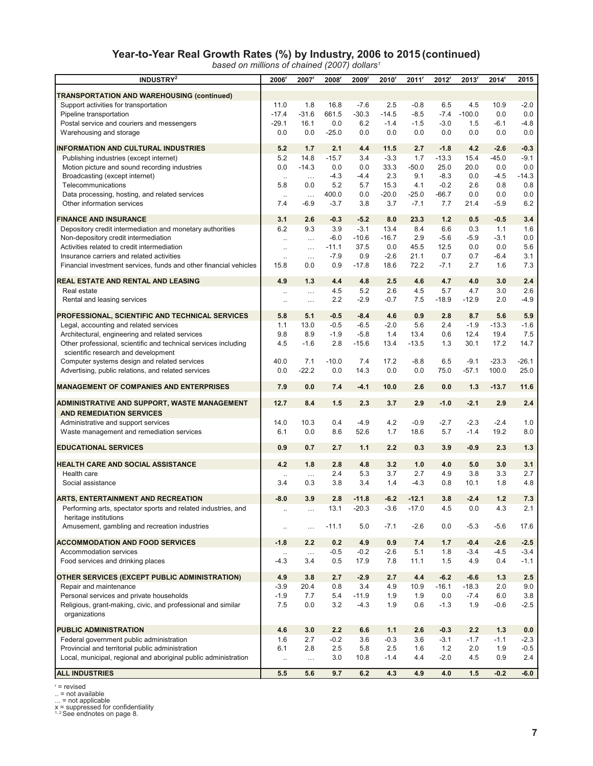## Year-to-Year Real Growth Rates (%) by Industry, 2006 to 2015 (continued)

*based on millions of chained (2007) dollars[1]*

| INDUSTRY[2] | 2006[r] | 2007[r] | 2008[r] | 2009[r] | 2010[r] | 2011[r] | 2012[r] | 2013[r] | 2014[r] | 2015 |
|---|---|---|---|---|---|---|---|---|---|---|
| **TRANSPORTATION AND WAREHOUSING (continued)** | | | | | | | | | | |
| Support activities for transportation | 11.0 | 1.8 | 16.8 | -7.6 | 2.5 | -0.8 | 6.5 | 4.5 | 10.9 | -2.0 |
| Pipeline transportation | -17.4 | -31.6 | 661.5 | -30.3 | -14.5 | -8.5 | -7.4 | -100.0 | 0.0 | 0.0 |
| Postal service and couriers and messengers | -29.1 | 16.1 | 0.0 | 6.2 | -1.4 | -1.5 | -3.0 | 1.5 | -6.1 | -4.8 |
| Warehousing and storage | 0.0 | 0.0 | -25.0 | 0.0 | 0.0 | 0.0 | 0.0 | 0.0 | 0.0 | 0.0 |
| **INFORMATION AND CULTURAL INDUSTRIES** | **5.2** | **1.7** | **2.1** | **4.4** | **11.5** | **2.7** | **-1.8** | **4.2** | **-2.6** | **-0.3** |
| Publishing industries (except internet) | 5.2 | 14.8 | -15.7 | 3.4 | -3.3 | 1.7 | -13.3 | 15.4 | -45.0 | -9.1 |
| Motion picture and sound recording industries | 0.0 | -14.3 | 0.0 | 0.0 | 33.3 | -50.0 | 25.0 | 20.0 | 0.0 | 0.0 |
| Broadcasting (except internet) | .. | ... | -4.3 | -4.4 | 2.3 | 9.1 | -8.3 | 0.0 | -4.5 | -14.3 |
| Telecommunications | 5.8 | 0.0 | 5.2 | 5.7 | 15.3 | 4.1 | -0.2 | 2.6 | 0.8 | 0.8 |
| Data processing, hosting, and related services | .. | ... | 400.0 | 0.0 | -20.0 | -25.0 | -66.7 | 0.0 | 0.0 | 0.0 |
| Other information services | 7.4 | -6.9 | -3.7 | 3.8 | 3.7 | -7.1 | 7.7 | 21.4 | -5.9 | 6.2 |
| **FINANCE AND INSURANCE** | **3.1** | **2.6** | **-0.3** | **-5.2** | **8.0** | **23.3** | **1.2** | **0.5** | **-0.5** | **3.4** |
| Depository credit intermediation and monetary authorities | 6.2 | 9.3 | 3.9 | -3.1 | 13.4 | 8.4 | 6.6 | 0.3 | 1.1 | 1.6 |
| Non-depository credit intermediation | .. | ... | -6.0 | -10.6 | -16.7 | 2.9 | -5.6 | -5.9 | -3.1 | 0.0 |
| Activities related to credit intermediation | .. | ... | -11.1 | 37.5 | 0.0 | 45.5 | 12.5 | 0.0 | 0.0 | 5.6 |
| Insurance carriers and related activities | .. | ... | -7.9 | 0.9 | -2.6 | 21.1 | 0.7 | 0.7 | -6.4 | 3.1 |
| Financial investment services, funds and other financial vehicles | 15.8 | 0.0 | 0.9 | -17.8 | 18.6 | 72.2 | -7.1 | 2.7 | 1.6 | 7.3 |
| **REAL ESTATE AND RENTAL AND LEASING** | **4.9** | **1.3** | **4.4** | **4.8** | **2.5** | **4.6** | **4.7** | **4.0** | **3.0** | **2.4** |
| Real estate | .. | ... | 4.5 | 5.2 | 2.6 | 4.5 | 5.7 | 4.7 | 3.0 | 2.6 |
| Rental and leasing services | .. | ... | 2.2 | -2.9 | -0.7 | 7.5 | -18.9 | -12.9 | 2.0 | -4.9 |
| **PROFESSIONAL, SCIENTIFIC AND TECHNICAL SERVICES** | **5.8** | **5.1** | **-0.5** | **-8.4** | **4.6** | **0.9** | **2.8** | **8.7** | **5.6** | **5.9** |
| Legal, accounting and related services | 1.1 | 13.0 | -0.5 | -6.5 | -2.0 | 5.6 | 2.4 | -1.9 | -13.3 | -1.6 |
| Architectural, engineering and related services | 9.8 | 8.9 | -1.9 | -5.8 | 1.4 | 13.4 | 0.6 | 12.4 | 19.4 | 7.5 |
| Other professional, scientific and technical services including scientific research and development | 4.5 | -1.6 | 2.8 | -15.6 | 13.4 | -13.5 | 1.3 | 30.1 | 17.2 | 14.7 |
| Computer systems design and related services | 40.0 | 7.1 | -10.0 | 7.4 | 17.2 | -8.8 | 6.5 | -9.1 | -23.3 | -26.1 |
| Advertising, public relations, and related services | 0.0 | -22.2 | 0.0 | 14.3 | 0.0 | 0.0 | 75.0 | -57.1 | 100.0 | 25.0 |
| **MANAGEMENT OF COMPANIES AND ENTERPRISES** | **7.9** | **0.0** | **7.4** | **-4.1** | **10.0** | **2.6** | **0.0** | **1.3** | **-13.7** | **11.6** |
| **ADMINISTRATIVE AND SUPPORT, WASTE MANAGEMENT AND REMEDIATION SERVICES** | **12.7** | **8.4** | **1.5** | **2.3** | **3.7** | **2.9** | **-1.0** | **-2.1** | **2.9** | **2.4** |
| Administrative and support services | 14.0 | 10.3 | 0.4 | -4.9 | 4.2 | -0.9 | -2.7 | -2.3 | -2.4 | 1.0 |
| Waste management and remediation services | 6.1 | 0.0 | 8.6 | 52.6 | 1.7 | 18.6 | 5.7 | -1.4 | 19.2 | 8.0 |
| **EDUCATIONAL SERVICES** | **0.9** | **0.7** | **2.7** | **1.1** | **2.2** | **0.3** | **3.9** | **-0.9** | **2.3** | **1.3** |
| **HEALTH CARE AND SOCIAL ASSISTANCE** | **4.2** | **1.8** | **2.8** | **4.8** | **3.2** | **1.0** | **4.0** | **5.0** | **3.0** | **3.1** |
| Health care | .. | ... | 2.4 | 5.3 | 3.7 | 2.7 | 4.9 | 3.8 | 3.3 | 2.7 |
| Social assistance | 3.4 | 0.3 | 3.8 | 3.4 | 1.4 | -4.3 | 0.8 | 10.1 | 1.8 | 4.8 |
| **ARTS, ENTERTAINMENT AND RECREATION** | **-8.0** | **3.9** | **2.8** | **-11.8** | **-6.2** | **-12.1** | **3.8** | **-2.4** | **1.2** | **7.3** |
| Performing arts, spectator sports and related industries, and heritage institutions | .. | ... | 13.1 | -20.3 | -3.6 | -17.0 | 4.5 | 0.0 | 4.3 | 2.1 |
| Amusement, gambling and recreation industries | .. | ... | -11.1 | 5.0 | -7.1 | -2.6 | 0.0 | -5.3 | -5.6 | 17.6 |
| **ACCOMMODATION AND FOOD SERVICES** | **-1.8** | **2.2** | **0.2** | **4.9** | **0.9** | **7.4** | **1.7** | **-0.4** | **-2.6** | **-2.5** |
| Accommodation services | .. | ... | -0.5 | -0.2 | -2.6 | 5.1 | 1.8 | -3.4 | -4.5 | -3.4 |
| Food services and drinking places | -4.3 | 3.4 | 0.5 | 17.9 | 7.8 | 11.1 | 1.5 | 4.9 | 0.4 | -1.1 |
| **OTHER SERVICES (EXCEPT PUBLIC ADMINISTRATION)** | **4.9** | **3.8** | **2.7** | **-2.9** | **2.7** | **4.4** | **-6.2** | **-6.6** | **1.3** | **2.5** |
| Repair and maintenance | -3.9 | 20.4 | 0.8 | 3.4 | 4.9 | 10.9 | -16.1 | -18.3 | 2.0 | 9.0 |
| Personal services and private households | -1.9 | 7.7 | 5.4 | -11.9 | 1.9 | 1.9 | 0.0 | -7.4 | 6.0 | 3.8 |
| Religious, grant-making, civic, and professional and similar organizations | 7.5 | 0.0 | 3.2 | -4.3 | 1.9 | 0.6 | -1.3 | 1.9 | -0.6 | -2.5 |
| **PUBLIC ADMINISTRATION** | **4.6** | **3.0** | **2.2** | **6.6** | **1.1** | **2.6** | **-0.3** | **2.2** | **1.3** | **0.0** |
| Federal government public administration | 1.6 | 2.7 | -0.2 | 3.6 | -0.3 | 3.6 | -3.1 | -1.7 | -1.1 | -2.3 |
| Provincial and territorial public administration | 6.1 | 2.8 | 2.5 | 5.8 | 2.5 | 1.6 | 1.2 | 2.0 | 1.9 | -0.5 |
| Local, municipal, regional and aboriginal public administration | .. | ... | 3.0 | 10.8 | -1.4 | 4.4 | -2.0 | 4.5 | 0.9 | 2.4 |
| **ALL INDUSTRIES** | **5.5** | **5.6** | **9.7** | **6.2** | **4.3** | **4.9** | **4.0** | **1.5** | **-0.2** | **-6.0** |

r = revised
.. = not available
... = not applicable
x = suppressed for confidentiality
1, 2 See endnotes on page 8.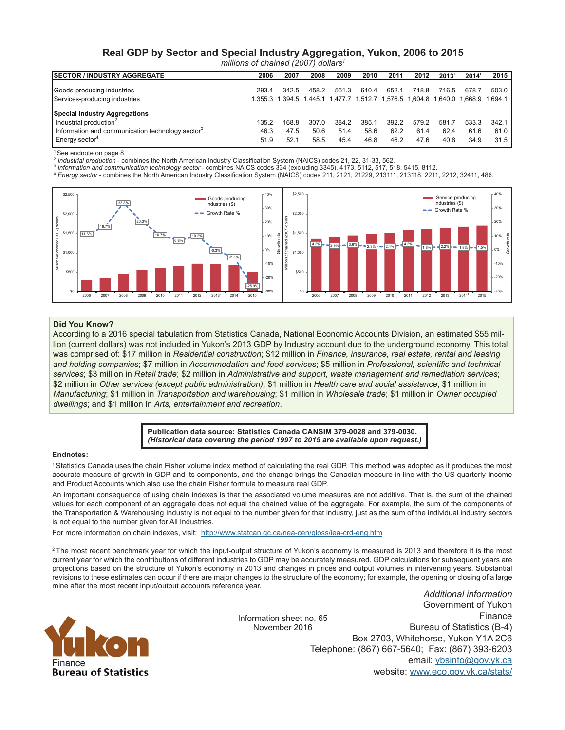## Real GDP by Sector and Special Industry Aggregation, Yukon, 2006 to 2015

*millions of chained (2007) dollars*[1]

| SECTOR / INDUSTRY AGGREGATE | 2006 | 2007 | 2008 | 2009 | 2010 | 2011 | 2012 | 2013[r] | 2014[r] | 2015 |
|---|---|---|---|---|---|---|---|---|---|---|
| Goods-producing industries | 293.4 | 342.5 | 458.2 | 551.3 | 610.4 | 652.1 | 718.8 | 716.5 | 678.7 | 503.0 |
| Services-producing industries | 1,355.3 | 1,394.5 | 1,445.1 | 1,477.7 | 1,512.7 | 1,576.5 | 1,604.8 | 1,640.0 | 1,668.9 | 1,694.1 |
| **Special Industry Aggregations** | | | | | | | | | | |
| Industrial production[2] | 135.2 | 168.8 | 307.0 | 384.2 | 385.1 | 392.2 | 579.2 | 581.7 | 533.3 | 342.1 |
| Information and communication technology sector[3] | 46.3 | 47.5 | 50.6 | 51.4 | 58.6 | 62.2 | 61.4 | 62.4 | 61.6 | 61.0 |
| Energy sector[4] | 51.9 | 52.1 | 58.5 | 45.4 | 46.8 | 46.2 | 47.6 | 40.8 | 34.9 | 31.5 |

[1] See endnote on page 8.
[2] *Industrial production* - combines the North American Industry Classification System (NAICS) codes 21, 22, 31-33, 562.
[3] *Information and communication technology sector* - combines NAICS codes 334 (excluding 3345), 4173, 5112, 517, 518, 5415, 8112.
[4] *Energy sector* - combines the North American Industry Classification System (NAICS) codes 211, 2121, 21229, 213111, 213118, 2211, 2212, 32411, 486.

Goods-producing industries ($)
Growth Rate %
11.6% 16.7% 33.8% 20.3% 10.7% 6.8% 10.2% -0.3% -5.3% -25.9%
Millions of chained (2007) dollars: $0 $500 $1,000 $1,500 $2,000 $2,500
Growth rate: -30% -20% -10% 0% 10% 20% 30% 40%
2006 2007 2008 2009 2010 2011 2012 2013r 2014r 2015

Service-producing industries ($)
Growth Rate %
4.2% 2.9% 3.6% 2.3% 2.4% 4.2% 1.8% 2.2% 1.8% 1.5%
Millions of chained (2007) dollars: $0 $500 $1,000 $1,500 $2,000 $2,500
Growth rate: -30% -20% -10% 0% 10% 20% 30% 40%
2006 2007 2008 2009 2010 2011 2012 2013r 2014r 2015

### Did You Know?

According to a 2016 special tabulation from Statistics Canada, National Economic Accounts Division, an estimated $55 million (current dollars) was not included in Yukon's 2013 GDP by Industry account due to the underground economy. This total was comprised of: $17 million in *Residential construction*; $12 million in *Finance, insurance, real estate, rental and leasing and holding companies*; $7 million in *Accommodation and food services*; $5 million in *Professional, scientific and technical services*; $3 million in *Retail trade*; $2 million in *Administrative and support, waste management and remediation services*; $2 million in *Other services (except public administration)*; $1 million in *Health care and social assistance*; $1 million in *Manufacturing*; $1 million in *Transportation and warehousing*; $1 million in *Wholesale trade*; $1 million in *Owner occupied dwellings*; and $1 million in *Arts, entertainment and recreation*.

**Publication data source: Statistics Canada CANSIM 379-0028 and 379-0030.**
***(Historical data covering the period 1997 to 2015 are available upon request.)***

### Endnotes:

[1] Statistics Canada uses the chain Fisher volume index method of calculating the real GDP. This method was adopted as it produces the most accurate measure of growth in GDP and its components, and the change brings the Canadian measure in line with the US quarterly Income and Product Accounts which also use the chain Fisher formula to measure real GDP.

An important consequence of using chain indexes is that the associated volume measures are not additive. That is, the sum of the chained values for each component of an aggregate does not equal the chained value of the aggregate. For example, the sum of the components of the Transportation & Warehousing Industry is not equal to the number given for that industry, just as the sum of the individual industry sectors is not equal to the number given for All Industries.

For more information on chain indexes, visit: http://www.statcan.gc.ca/nea-cen/gloss/iea-crd-eng.htm

[2] The most recent benchmark year for which the input-output structure of Yukon's economy is measured is 2013 and therefore it is the most current year for which the contributions of different industries to GDP may be accurately measured. GDP calculations for subsequent years are projections based on the structure of Yukon's economy in 2013 and changes in prices and output volumes in intervening years. Substantial revisions to these estimates can occur if there are major changes to the structure of the economy; for example, the opening or closing of a large mine after the most recent input/output accounts reference year.

Yukon
Finance
Bureau of Statistics

Information sheet no. 65
November 2016

*Additional information*
Government of Yukon
Finance
Bureau of Statistics (B-4)
Box 2703, Whitehorse, Yukon Y1A 2C6
Telephone: (867) 667-5640; Fax: (867) 393-6203
email: ybsinfo@gov.yk.ca
website: www.eco.gov.yk.ca/stats/